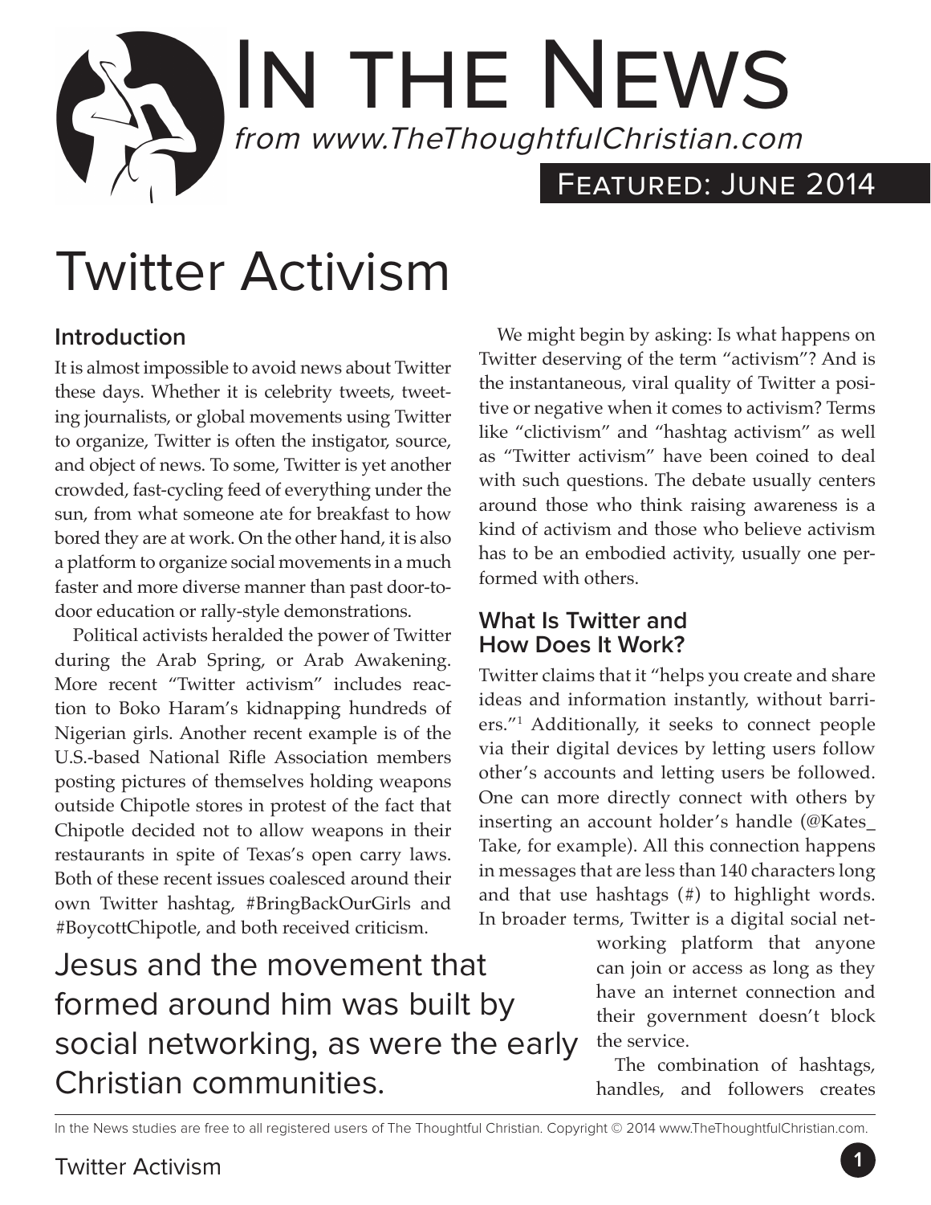# In the News

*from www.TheThoughtfulChristian.com*

Featured: June 2014

# Twitter Activism

## Introduction

It is almost impossible to avoid news about Twitter these days. Whether it is celebrity tweets, tweeting journalists, or global movements using Twitter to organize, Twitter is often the instigator, source, and object of news. To some, Twitter is yet another crowded, fast-cycling feed of everything under the sun, from what someone ate for breakfast to how bored they are at work. On the other hand, it is also a platform to organize social movements in a much faster and more diverse manner than past door-to-door education or rally-style demonstrations.

Political activists heralded the power of Twitter during the Arab Spring, or Arab Awakening. More recent "Twitter activism" includes reaction to Boko Haram's kidnapping hundreds of Nigerian girls. Another recent example is of the U.S.-based National Rifle Association members posting pictures of themselves holding weapons outside Chipotle stores in protest of the fact that Chipotle decided not to allow weapons in their restaurants in spite of Texas's open carry laws. Both of these recent issues coalesced around their own Twitter hashtag, #BringBackOurGirls and #BoycottChipotle, and both received criticism.

We might begin by asking: Is what happens on Twitter deserving of the term "activism"? And is the instantaneous, viral quality of Twitter a positive or negative when it comes to activism? Terms like "clictivism" and "hashtag activism" as well as "Twitter activism" have been coined to deal with such questions. The debate usually centers around those who think raising awareness is a kind of activism and those who believe activism has to be an embodied activity, usually one performed with others.

> Jesus and the movement that formed around him was built by social networking, as were the early Christian communities.

## What Is Twitter and How Does It Work?

Twitter claims that it "helps you create and share ideas and information instantly, without barriers."[1] Additionally, it seeks to connect people via their digital devices by letting users follow other's accounts and letting users be followed. One can more directly connect with others by inserting an account holder's handle (@Kates_Take, for example). All this connection happens in messages that are less than 140 characters long and that use hashtags (#) to highlight words. In broader terms, Twitter is a digital social networking platform that anyone can join or access as long as they have an internet connection and their government doesn't block the service.

The combination of hashtags, handles, and followers creates

In the News studies are free to all registered users of The Thoughtful Christian. Copyright © 2014 www.TheThoughtfulChristian.com.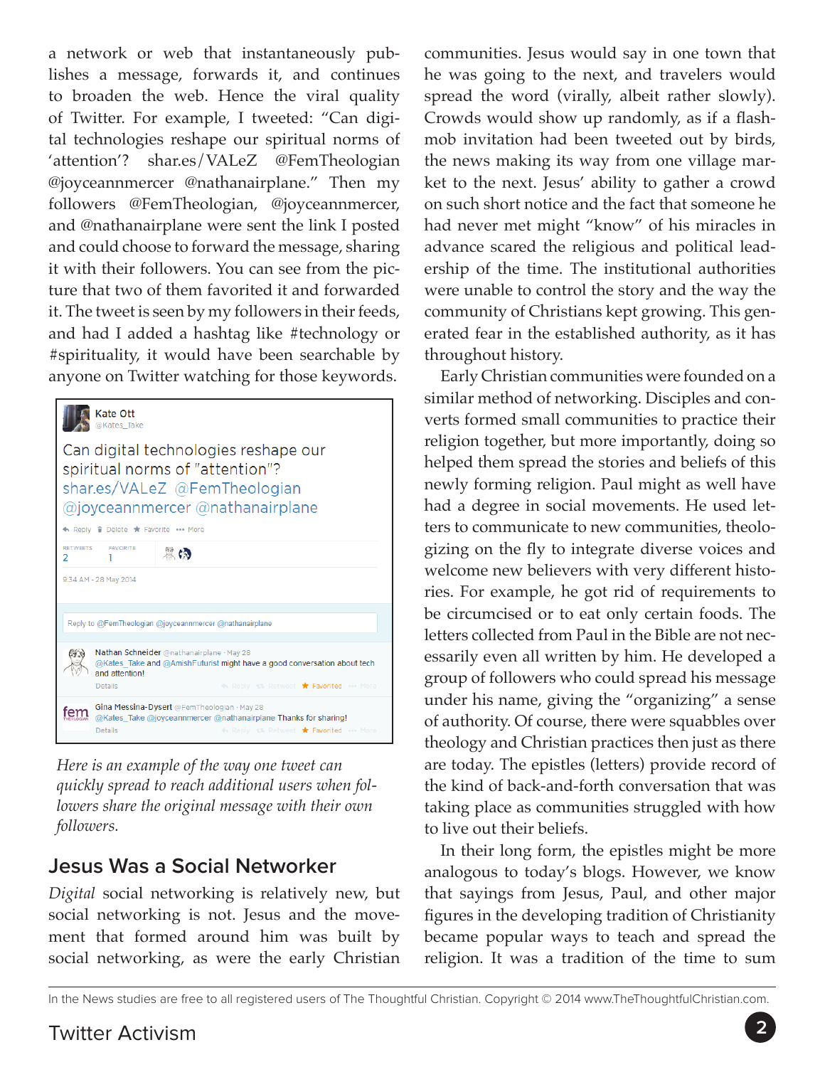a network or web that instantaneously publishes a message, forwards it, and continues to broaden the web. Hence the viral quality of Twitter. For example, I tweeted: "Can digital technologies reshape our spiritual norms of 'attention'? shar.es/VALeZ @FemTheologian @joyceannmercer @nathanairplane." Then my followers @FemTheologian, @joyceannmercer, and @nathanairplane were sent the link I posted and could choose to forward the message, sharing it with their followers. You can see from the picture that two of them favorited it and forwarded it. The tweet is seen by my followers in their feeds, and had I added a hashtag like #technology or #spirituality, it would have been searchable by anyone on Twitter watching for those keywords.

*Here is an example of the way one tweet can quickly spread to reach additional users when followers share the original message with their own followers.*

## Jesus Was a Social Networker

*Digital* social networking is relatively new, but social networking is not. Jesus and the movement that formed around him was built by social networking, as were the early Christian communities. Jesus would say in one town that he was going to the next, and travelers would spread the word (virally, albeit rather slowly). Crowds would show up randomly, as if a flash-mob invitation had been tweeted out by birds, the news making its way from one village market to the next. Jesus' ability to gather a crowd on such short notice and the fact that someone he had never met might "know" of his miracles in advance scared the religious and political leadership of the time. The institutional authorities were unable to control the story and the way the community of Christians kept growing. This generated fear in the established authority, as it has throughout history.

Early Christian communities were founded on a similar method of networking. Disciples and converts formed small communities to practice their religion together, but more importantly, doing so helped them spread the stories and beliefs of this newly forming religion. Paul might as well have had a degree in social movements. He used letters to communicate to new communities, theologizing on the fly to integrate diverse voices and welcome new believers with very different histories. For example, he got rid of requirements to be circumcised or to eat only certain foods. The letters collected from Paul in the Bible are not necessarily even all written by him. He developed a group of followers who could spread his message under his name, giving the "organizing" a sense of authority. Of course, there were squabbles over theology and Christian practices then just as there are today. The epistles (letters) provide record of the kind of back-and-forth conversation that was taking place as communities struggled with how to live out their beliefs.

In their long form, the epistles might be more analogous to today's blogs. However, we know that sayings from Jesus, Paul, and other major figures in the developing tradition of Christianity became popular ways to teach and spread the religion. It was a tradition of the time to sum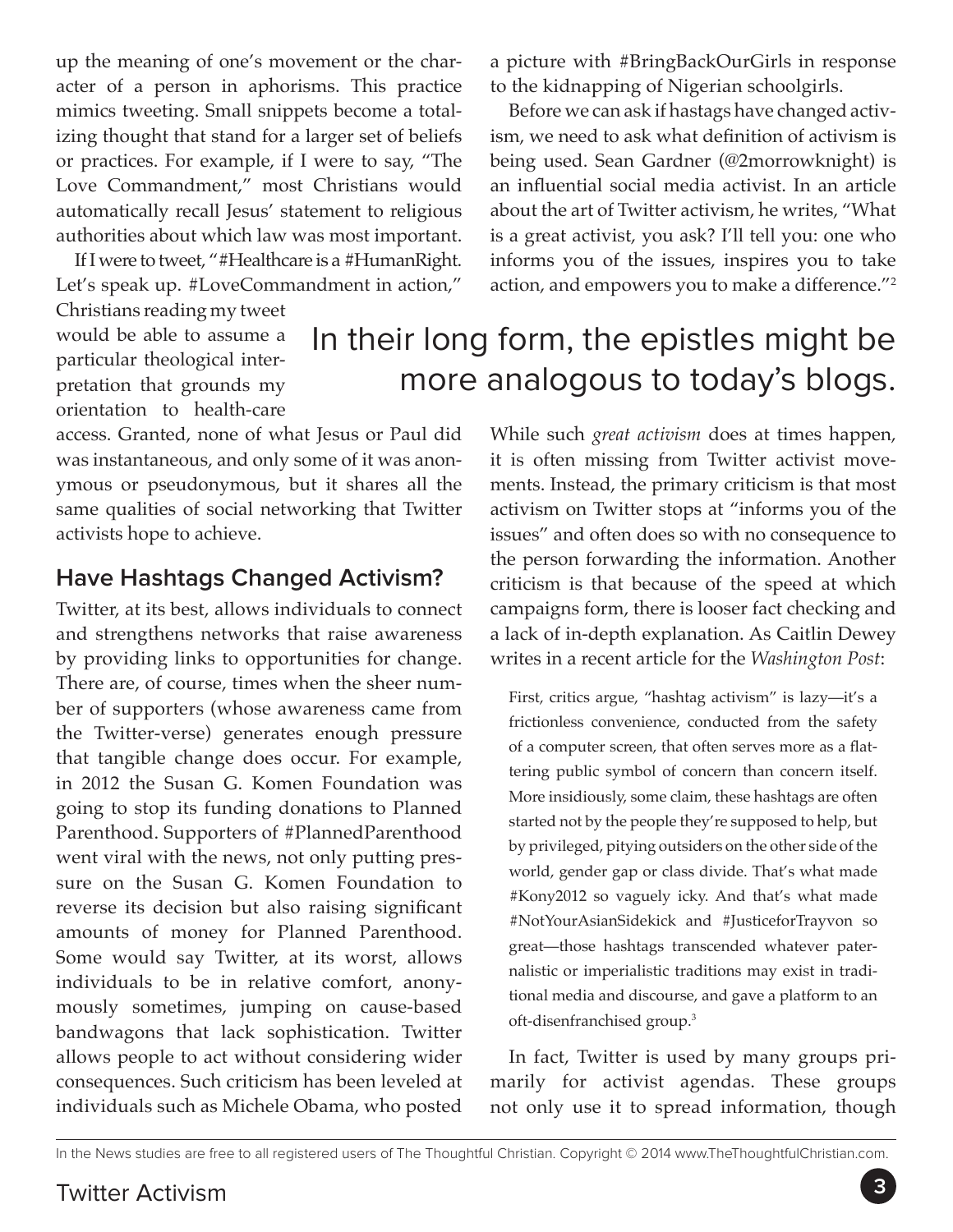up the meaning of one's movement or the character of a person in aphorisms. This practice mimics tweeting. Small snippets become a totalizing thought that stand for a larger set of beliefs or practices. For example, if I were to say, "The Love Commandment," most Christians would automatically recall Jesus' statement to religious authorities about which law was most important.

If I were to tweet, "#Healthcare is a #HumanRight. Let's speak up. #LoveCommandment in action," Christians reading my tweet would be able to assume a particular theological interpretation that grounds my orientation to health-care access. Granted, none of what Jesus or Paul did was instantaneous, and only some of it was anonymous or pseudonymous, but it shares all the same qualities of social networking that Twitter activists hope to achieve.

> In their long form, the epistles might be more analogous to today's blogs.

## Have Hashtags Changed Activism?

Twitter, at its best, allows individuals to connect and strengthens networks that raise awareness by providing links to opportunities for change. There are, of course, times when the sheer number of supporters (whose awareness came from the Twitter-verse) generates enough pressure that tangible change does occur. For example, in 2012 the Susan G. Komen Foundation was going to stop its funding donations to Planned Parenthood. Supporters of #PlannedParenthood went viral with the news, not only putting pressure on the Susan G. Komen Foundation to reverse its decision but also raising significant amounts of money for Planned Parenthood. Some would say Twitter, at its worst, allows individuals to be in relative comfort, anonymously sometimes, jumping on cause-based bandwagons that lack sophistication. Twitter allows people to act without considering wider consequences. Such criticism has been leveled at individuals such as Michele Obama, who posted a picture with #BringBackOurGirls in response to the kidnapping of Nigerian schoolgirls.

Before we can ask if hastags have changed activism, we need to ask what definition of activism is being used. Sean Gardner (@2morrowknight) is an influential social media activist. In an article about the art of Twitter activism, he writes, "What is a great activist, you ask? I'll tell you: one who informs you of the issues, inspires you to take action, and empowers you to make a difference."[2]

While such *great activism* does at times happen, it is often missing from Twitter activist movements. Instead, the primary criticism is that most activism on Twitter stops at "informs you of the issues" and often does so with no consequence to the person forwarding the information. Another criticism is that because of the speed at which campaigns form, there is looser fact checking and a lack of in-depth explanation. As Caitlin Dewey writes in a recent article for the *Washington Post*:

> First, critics argue, "hashtag activism" is lazy—it's a frictionless convenience, conducted from the safety of a computer screen, that often serves more as a flattering public symbol of concern than concern itself. More insidiously, some claim, these hashtags are often started not by the people they're supposed to help, but by privileged, pitying outsiders on the other side of the world, gender gap or class divide. That's what made #Kony2012 so vaguely icky. And that's what made #NotYourAsianSidekick and #JusticeforTrayvon so great—those hashtags transcended whatever paternalistic or imperialistic traditions may exist in traditional media and discourse, and gave a platform to an oft-disenfranchised group.[3]

In fact, Twitter is used by many groups primarily for activist agendas. These groups not only use it to spread information, though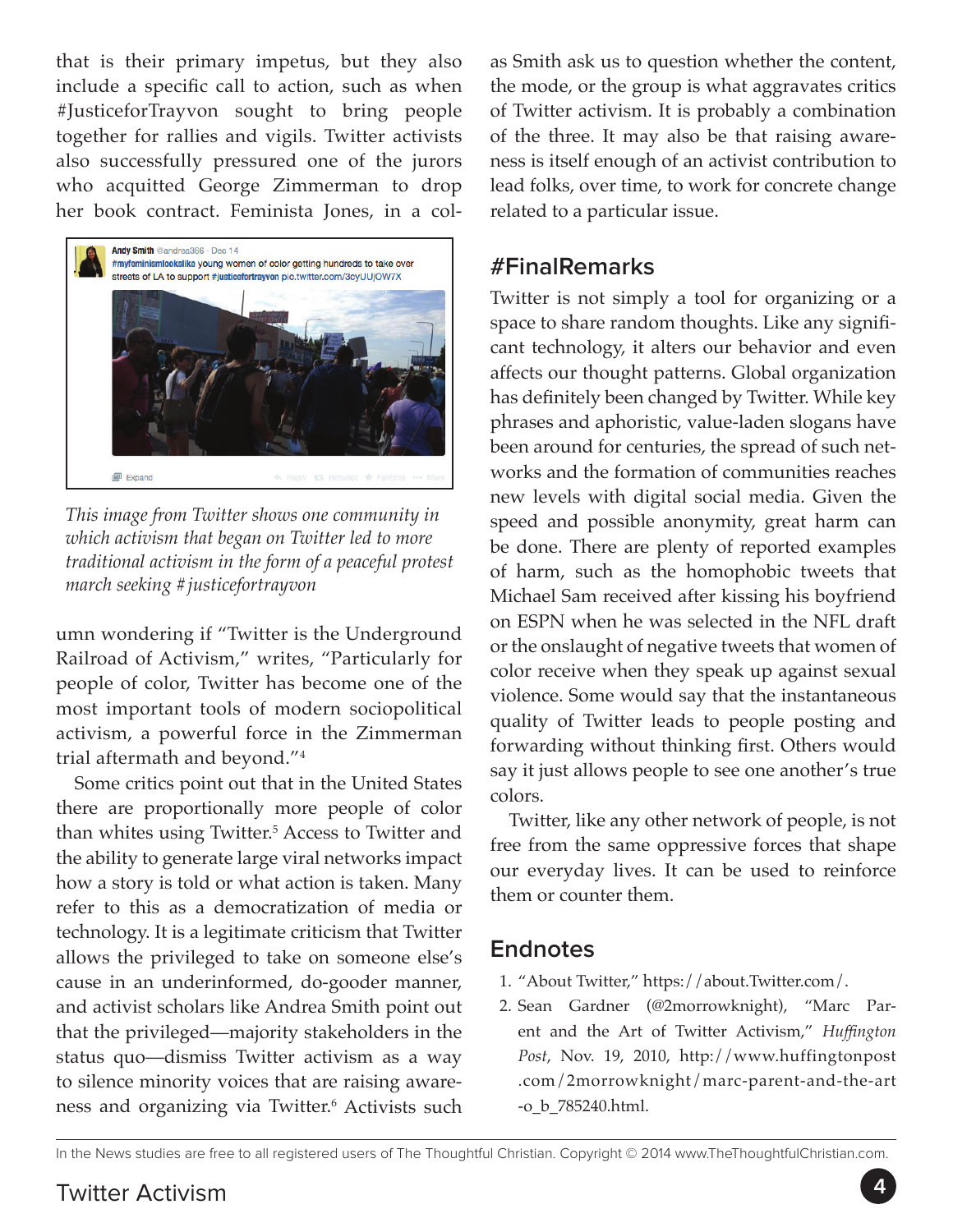that is their primary impetus, but they also include a specific call to action, such as when #JusticeforTrayvon sought to bring people together for rallies and vigils. Twitter activists also successfully pressured one of the jurors who acquitted George Zimmerman to drop her book contract. Feminista Jones, in a column wondering if "Twitter is the Underground Railroad of Activism," writes, "Particularly for people of color, Twitter has become one of the most important tools of modern sociopolitical activism, a powerful force in the Zimmerman trial aftermath and beyond."[4]

*This image from Twitter shows one community in which activism that began on Twitter led to more traditional activism in the form of a peaceful protest march seeking #justicefortrayvon*

Some critics point out that in the United States there are proportionally more people of color than whites using Twitter.[5] Access to Twitter and the ability to generate large viral networks impact how a story is told or what action is taken. Many refer to this as a democratization of media or technology. It is a legitimate criticism that Twitter allows the privileged to take on someone else's cause in an underinformed, do-gooder manner, and activist scholars like Andrea Smith point out that the privileged—majority stakeholders in the status quo—dismiss Twitter activism as a way to silence minority voices that are raising awareness and organizing via Twitter.[6] Activists such as Smith ask us to question whether the content, the mode, or the group is what aggravates critics of Twitter activism. It is probably a combination of the three. It may also be that raising awareness is itself enough of an activist contribution to lead folks, over time, to work for concrete change related to a particular issue.

## #FinalRemarks

Twitter is not simply a tool for organizing or a space to share random thoughts. Like any significant technology, it alters our behavior and even affects our thought patterns. Global organization has definitely been changed by Twitter. While key phrases and aphoristic, value-laden slogans have been around for centuries, the spread of such networks and the formation of communities reaches new levels with digital social media. Given the speed and possible anonymity, great harm can be done. There are plenty of reported examples of harm, such as the homophobic tweets that Michael Sam received after kissing his boyfriend on ESPN when he was selected in the NFL draft or the onslaught of negative tweets that women of color receive when they speak up against sexual violence. Some would say that the instantaneous quality of Twitter leads to people posting and forwarding without thinking first. Others would say it just allows people to see one another's true colors.

Twitter, like any other network of people, is not free from the same oppressive forces that shape our everyday lives. It can be used to reinforce them or counter them.

## Endnotes

1. "About Twitter," https://about.Twitter.com/.
2. Sean Gardner (@2morrowknight), "Marc Parent and the Art of Twitter Activism," *Huffington Post*, Nov. 19, 2010, http://www.huffingtonpost.com/2morrowknight/marc-parent-and-the-art-o_b_785240.html.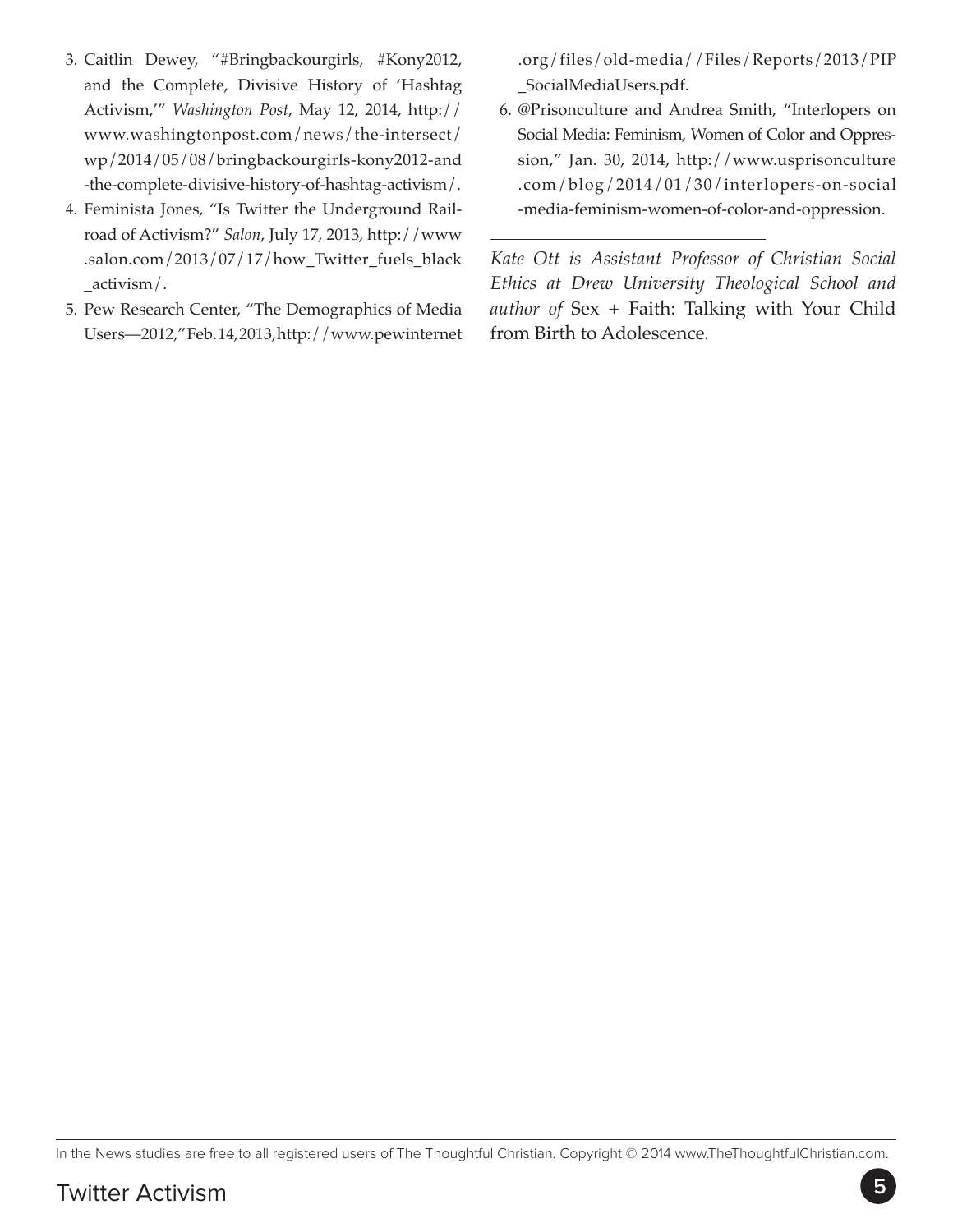3. Caitlin Dewey, "#Bringbackourgirls, #Kony2012, and the Complete, Divisive History of 'Hashtag Activism,'" *Washington Post*, May 12, 2014, http://www.washingtonpost.com/news/the-intersect/wp/2014/05/08/bringbackourgirls-kony2012-and-the-complete-divisive-history-of-hashtag-activism/.
4. Feminista Jones, "Is Twitter the Underground Railroad of Activism?" *Salon*, July 17, 2013, http://www.salon.com/2013/07/17/how_Twitter_fuels_black_activism/.
5. Pew Research Center, "The Demographics of Media Users—2012," Feb. 14, 2013, http://www.pewinternet.org/files/old-media//Files/Reports/2013/PIP_SocialMediaUsers.pdf.
6. @Prisonculture and Andrea Smith, "Interlopers on Social Media: Feminism, Women of Color and Oppression," Jan. 30, 2014, http://www.usprisonculture.com/blog/2014/01/30/interlopers-on-social-media-feminism-women-of-color-and-oppression.

---

*Kate Ott is Assistant Professor of Christian Social Ethics at Drew University Theological School and author of* Sex + Faith: Talking with Your Child from Birth to Adolescence.

In the News studies are free to all registered users of The Thoughtful Christian. Copyright © 2014 www.TheThoughtfulChristian.com.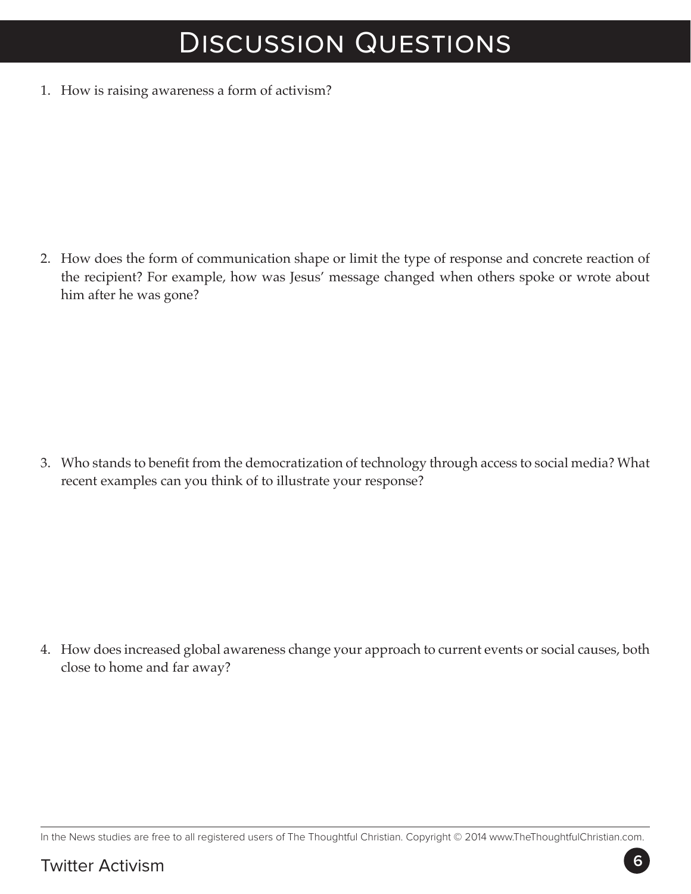# Discussion Questions

1. How is raising awareness a form of activism?

2. How does the form of communication shape or limit the type of response and concrete reaction of the recipient? For example, how was Jesus' message changed when others spoke or wrote about him after he was gone?

3. Who stands to benefit from the democratization of technology through access to social media? What recent examples can you think of to illustrate your response?

4. How does increased global awareness change your approach to current events or social causes, both close to home and far away?